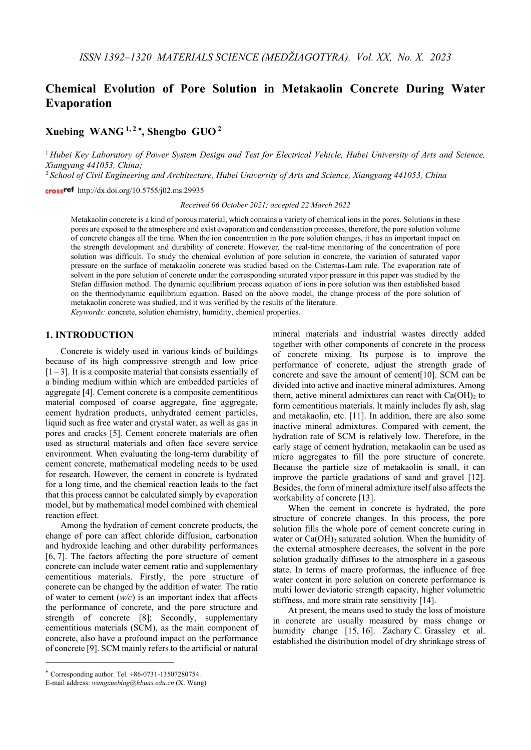# Chemical Evolution of Pore Solution in Metakaolin Concrete During Water Evaporation

**Xuebing WANG [1,2]\*, Shengbo GUO [2]**

[1] *Hubei Key Laboratory of Power System Design and Test for Electrical Vehicle, Hubei University of Arts and Science, Xiangyang 441053, China;*

[2] *School of Civil Engineering and Architecture, Hubei University of Arts and Science, Xiangyang 441053, China*

http://dx.doi.org/10.5755/j02.ms.29935

*Received 06 October 2021; accepted 22 March 2022*

Metakaolin concrete is a kind of porous material, which contains a variety of chemical ions in the pores. Solutions in these pores are exposed to the atmosphere and exist evaporation and condensation processes, therefore, the pore solution volume of concrete changes all the time. When the ion concentration in the pore solution changes, it has an important impact on the strength development and durability of concrete. However, the real-time monitoring of the concentration of pore solution was difficult. To study the chemical evolution of pore solution in concrete, the variation of saturated vapor pressure on the surface of metakaolin concrete was studied based on the Cisternas-Lam rule. The evaporation rate of solvent in the pore solution of concrete under the corresponding saturated vapor pressure in this paper was studied by the Stefan diffusion method. The dynamic equilibrium process equation of ions in pore solution was then established based on the thermodynamic equilibrium equation. Based on the above model, the change process of the pore solution of metakaolin concrete was studied, and it was verified by the results of the literature.

*Keywords:* concrete, solution chemistry, humidity, chemical properties.

## 1. INTRODUCTION

Concrete is widely used in various kinds of buildings because of its high compressive strength and low price [1–3]. It is a composite material that consists essentially of a binding medium within which are embedded particles of aggregate [4]. Cement concrete is a composite cementitious material composed of coarse aggregate, fine aggregate, cement hydration products, unhydrated cement particles, liquid such as free water and crystal water, as well as gas in pores and cracks [5]. Cement concrete materials are often used as structural materials and often face severe service environment. When evaluating the long-term durability of cement concrete, mathematical modeling needs to be used for research. However, the cement in concrete is hydrated for a long time, and the chemical reaction leads to the fact that this process cannot be calculated simply by evaporation model, but by mathematical model combined with chemical reaction effect.

Among the hydration of cement concrete products, the change of pore can affect chloride diffusion, carbonation and hydroxide leaching and other durability performances [6, 7]. The factors affecting the pore structure of cement concrete can include water cement ratio and supplementary cementitious materials. Firstly, the pore structure of concrete can be changed by the addition of water. The ratio of water to cement ($w/c$) is an important index that affects the performance of concrete, and the pore structure and strength of concrete [8]; Secondly, supplementary cementitious materials (SCM), as the main component of concrete, also have a profound impact on the performance of concrete [9]. SCM mainly refers to the artificial or natural mineral materials and industrial wastes directly added together with other components of concrete in the process of concrete mixing. Its purpose is to improve the performance of concrete, adjust the strength grade of concrete and save the amount of cement[10]. SCM can be divided into active and inactive mineral admixtures. Among them, active mineral admixtures can react with $Ca(OH)_2$ to form cementitious materials. It mainly includes fly ash, slag and metakaolin, etc. [11]. In addition, there are also some inactive mineral admixtures. Compared with cement, the hydration rate of SCM is relatively low. Therefore, in the early stage of cement hydration, metakaolin can be used as micro aggregates to fill the pore structure of concrete. Because the particle size of metakaolin is small, it can improve the particle gradations of sand and gravel [12]. Besides, the form of mineral admixture itself also affects the workability of concrete [13].

When the cement in concrete is hydrated, the pore structure of concrete changes. In this process, the pore solution fills the whole pore of cement concrete curing in water or $Ca(OH)_2$ saturated solution. When the humidity of the external atmosphere decreases, the solvent in the pore solution gradually diffuses to the atmosphere in a gaseous state. In terms of macro proformas, the influence of free water content in pore solution on concrete performance is multi lower deviatoric strength capacity, higher volumetric stiffness, and more strain rate sensitivity [14].

At present, the means used to study the loss of moisture in concrete are usually measured by mass change or humidity change [15, 16]. Zachary C. Grassley et al. established the distribution model of dry shrinkage stress of

\* Corresponding author. Tel. +86-0731-13507280754.
E-mail address: *wangxuebing@hbuas.edu.cn* (X. Wang)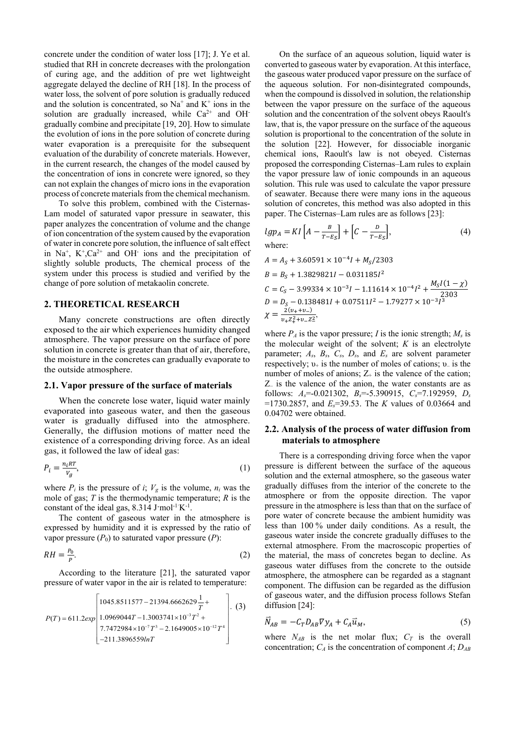concrete under the condition of water loss [17]; J. Ye et al. studied that RH in concrete decreases with the prolongation of curing age, and the addition of pre wet lightweight aggregate delayed the decline of RH [18]. In the process of water loss, the solvent of pore solution is gradually reduced and the solution is concentrated, so $Na^+$ and $K^+$ ions in the solution are gradually increased, while $Ca^{2+}$ and $OH^-$ gradually combine and precipitate [19, 20]. How to simulate the evolution of ions in the pore solution of concrete during water evaporation is a prerequisite for the subsequent evaluation of the durability of concrete materials. However, in the current research, the changes of the model caused by the concentration of ions in concrete were ignored, so they can not explain the changes of micro ions in the evaporation process of concrete materials from the chemical mechanism.

To solve this problem, combined with the Cisternas-Lam model of saturated vapor pressure in seawater, this paper analyzes the concentration of volume and the change of ion concentration of the system caused by the evaporation of water in concrete pore solution, the influence of salt effect in $Na^+$, $K^+$,$Ca^{2+}$ and $OH^-$ ions and the precipitation of slightly soluble products, The chemical process of the system under this process is studied and verified by the change of pore solution of metakaolin concrete.

## 2. THEORETICAL RESEARCH

Many concrete constructions are often directly exposed to the air which experiences humidity changed atmosphere. The vapor pressure on the surface of pore solution in concrete is greater than that of air, therefore, the moisture in the concretes can gradually evaporate to the outside atmosphere.

### 2.1. Vapor pressure of the surface of materials

When the concrete lose water, liquid water mainly evaporated into gaseous water, and then the gaseous water is gradually diffused into the atmosphere. Generally, the diffusion motions of matter need the existence of a corresponding driving force. As an ideal gas, it followed the law of ideal gas:

$$P_i = \frac{n_i RT}{V_g}, \tag{1}$$

where $P_i$ is the pressure of $i$; $V_g$ is the volume, $n_i$ was the mole of gas; $T$ is the thermodynamic temperature; $R$ is the constant of the ideal gas, 8.314 $J \cdot mol^{-1} \cdot K^{-1}$.

The content of gaseous water in the atmosphere is expressed by humidity and it is expressed by the ratio of vapor pressure ($P_0$) to saturated vapor pressure ($P$):

$$RH = \frac{P_0}{P}. \tag{2}$$

According to the literature [21], the saturated vapor pressure of water vapor in the air is related to temperature:

$$P(T) = 611.2exp\begin{bmatrix} 1045.8511577 - 21394.6662629\frac{1}{T} + \\ 1.0969044T - 1.3003741\times10^{-3}T^2 + \\ 7.7472984\times10^{-7}T^3 - 2.1649005\times10^{-12}T^4 \\ -211.3896559lnT \end{bmatrix}. \tag{3}$$

On the surface of an aqueous solution, liquid water is converted to gaseous water by evaporation. At this interface, the gaseous water produced vapor pressure on the surface of the aqueous solution. For non-disintegrated compounds, when the compound is dissolved in solution, the relationship between the vapor pressure on the surface of the aqueous solution and the concentration of the solvent obeys Raoult's law, that is, the vapor pressure on the surface of the aqueous solution is proportional to the concentration of the solute in the solution [22]. However, for dissociable inorganic chemical ions, Raoult's law is not obeyed. Cisternas proposed the corresponding Cisternas–Lam rules to explain the vapor pressure law of ionic compounds in an aqueous solution. This rule was used to calculate the vapor pressure of seawater. Because there were many ions in the aqueous solution of concretes, this method was also adopted in this paper. The Cisternas–Lam rules are as follows [23]:

$$lgp_A = KI\left[A - \frac{B}{T-E_S}\right] + \left[C - \frac{D}{T-E_S}\right], \tag{4}$$

where:

$$A = A_S + 3.60591\times10^{-4}I + M_S/2303$$

$$B = B_S + 1.3829821I - 0.031185I^2$$

$$C = C_S - 3.99334\times10^{-3}I - 1.11614\times10^{-4}I^2 + \frac{M_S I(1-\chi)}{2303}$$

$$D = D_S - 0.138481I + 0.07511I^2 - 1.79277\times10^{-3}I^3$$

$$\chi = \frac{2(\upsilon_+ + \upsilon_-)}{\upsilon_+ Z_+^2 + \upsilon_- Z_-^2},$$

where $P_A$ is the vapor pressure; $I$ is the ionic strength; $M_s$ is the molecular weight of the solvent; $K$ is an electrolyte parameter; $A_s$, $B_s$, $C_s$, $D_s$, and $E_s$ are solvent parameter respectively; $\upsilon_+$ is the number of moles of cations; $\upsilon_-$ is the number of moles of anions; $Z_+$ is the valence of the cation; $Z_-$ is the valence of the anion, the water constants are as follows: $A_s$=-0.021302, $B_s$=-5.390915, $C_s$=7.192959, $D_s$ =1730.2857, and $E_s$=39.53. The $K$ values of 0.03664 and 0.04702 were obtained.

### 2.2. Analysis of the process of water diffusion from materials to atmosphere

There is a corresponding driving force when the vapor pressure is different between the surface of the aqueous solution and the external atmosphere, so the gaseous water gradually diffuses from the interior of the concrete to the atmosphere or from the opposite direction. The vapor pressure in the atmosphere is less than that on the surface of pore water of concrete because the ambient humidity was less than 100 % under daily conditions. As a result, the gaseous water inside the concrete gradually diffuses to the external atmosphere. From the macroscopic properties of the material, the mass of concretes began to decline. As gaseous water diffuses from the concrete to the outside atmosphere, the atmosphere can be regarded as a stagnant component. The diffusion can be regarded as the diffusion of gaseous water, and the diffusion process follows Stefan diffusion [24]:

$$\vec{N}_{AB} = -C_T D_{AB} \nabla y_A + C_A \vec{u}_M, \tag{5}$$

where $N_{AB}$ is the net molar flux; $C_T$ is the overall concentration; $C_A$ is the concentration of component $A$; $D_{AB}$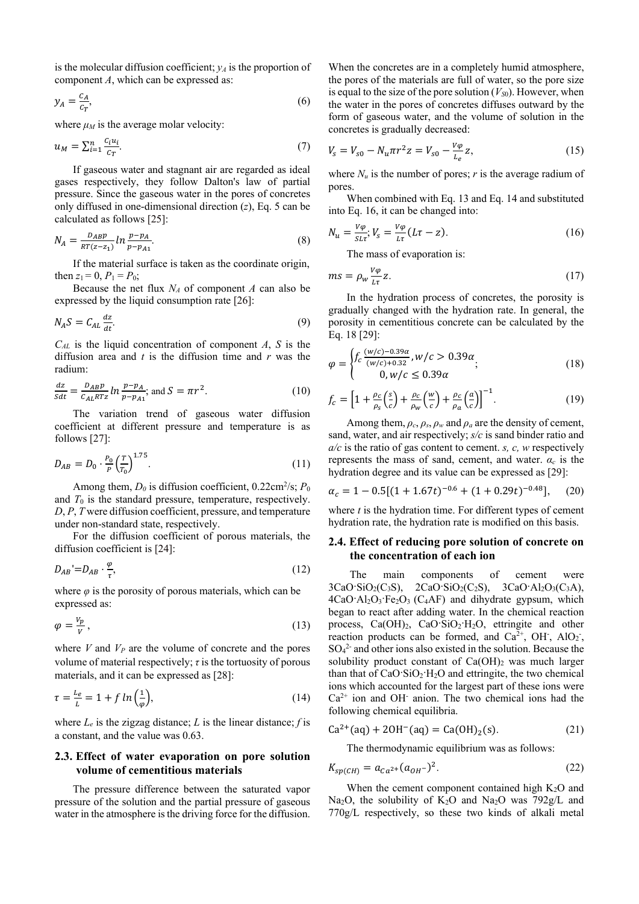is the molecular diffusion coefficient; $y_A$ is the proportion of component $A$, which can be expressed as:

$$y_A = \frac{C_A}{C_T}, \tag{6}$$

where $\mu_M$ is the average molar velocity:

$$u_M = \sum_{i=1}^{n} \frac{C_i u_i}{C_T}. \tag{7}$$

If gaseous water and stagnant air are regarded as ideal gases respectively, they follow Dalton's law of partial pressure. Since the gaseous water in the pores of concretes only diffused in one-dimensional direction ($z$), Eq. 5 can be calculated as follows [25]:

$$N_A = \frac{D_{AB} p}{RT(z - z_1)} ln \frac{p - p_A}{p - p_{A1}}. \tag{8}$$

If the material surface is taken as the coordinate origin, then $z_1 = 0$, $P_1 = P_0$;

Because the net flux $N_A$ of component $A$ can also be expressed by the liquid consumption rate [26]:

$$N_A S = C_{AL} \frac{dz}{dt}. \tag{9}$$

$C_{AL}$ is the liquid concentration of component $A$, $S$ is the diffusion area and $t$ is the diffusion time and $r$ was the radium:

$$\frac{dz}{Sdt} = \frac{D_{AB} p}{C_{AL} RTz} ln \frac{p - p_A}{p - p_{A1}}; \text{ and } S = \pi r^2. \tag{10}$$

The variation trend of gaseous water diffusion coefficient at different pressure and temperature is as follows [27]:

$$D_{AB} = D_0 \cdot \frac{P_0}{P} \left(\frac{T}{T_0}\right)^{1.75}. \tag{11}$$

Among them, $D_0$ is diffusion coefficient, 0.22cm$^2$/s; $P_0$ and $T_0$ is the standard pressure, temperature, respectively. $D$, $P$, $T$ were diffusion coefficient, pressure, and temperature under non-standard state, respectively.

For the diffusion coefficient of porous materials, the diffusion coefficient is [24]:

$$D_{AB}' = D_{AB} \cdot \frac{\varphi}{\tau}, \tag{12}$$

where $\varphi$ is the porosity of porous materials, which can be expressed as:

$$\varphi = \frac{V_p}{V}, \tag{13}$$

where $V$ and $V_P$ are the volume of concrete and the pores volume of material respectively; $\tau$ is the tortuosity of porous materials, and it can be expressed as [28]:

$$\tau = \frac{L_e}{L} = 1 + f\, ln\left(\frac{1}{\varphi}\right), \tag{14}$$

where $L_e$ is the zigzag distance; $L$ is the linear distance; $f$ is a constant, and the value was 0.63.

## 2.3. Effect of water evaporation on pore solution volume of cementitious materials

The pressure difference between the saturated vapor pressure of the solution and the partial pressure of gaseous water in the atmosphere is the driving force for the diffusion. When the concretes are in a completely humid atmosphere, the pores of the materials are full of water, so the pore size is equal to the size of the pore solution ($V_{S0}$). However, when the water in the pores of concretes diffuses outward by the form of gaseous water, and the volume of solution in the concretes is gradually decreased:

$$V_s = V_{s0} - N_u \pi r^2 z = V_{s0} - \frac{V\varphi}{L_e} z, \tag{15}$$

where $N_u$ is the number of pores; $r$ is the average radium of pores.

When combined with Eq. 13 and Eq. 14 and substituted into Eq. 16, it can be changed into:

$$N_u = \frac{V\varphi}{SL\tau}; V_s = \frac{V\varphi}{L\tau}(L\tau - z). \tag{16}$$

The mass of evaporation is:

$$ms = \rho_w \frac{V\varphi}{L\tau} z. \tag{17}$$

In the hydration process of concretes, the porosity is gradually changed with the hydration rate. In general, the porosity in cementitious concrete can be calculated by the Eq. 18 [29]:

$$\varphi = \begin{cases} f_c \frac{(w/c) - 0.39\alpha}{(w/c) + 0.32}, w/c > 0.39\alpha \\ 0, w/c \leq 0.39\alpha \end{cases}; \tag{18}$$

$$f_c = \left[1 + \frac{\rho_c}{\rho_s}\left(\frac{s}{c}\right) + \frac{\rho_c}{\rho_w}\left(\frac{w}{c}\right) + \frac{\rho_c}{\rho_a}\left(\frac{a}{c}\right)\right]^{-1}. \tag{19}$$

Among them, $\rho_c$, $\rho_s$, $\rho_w$ and $\rho_a$ are the density of cement, sand, water, and air respectively; $s/c$ is sand binder ratio and $a/c$ is the ratio of gas content to cement. $s, c, w$ respectively represents the mass of sand, cement, and water. $\alpha_c$ is the hydration degree and its value can be expressed as [29]:

$$\alpha_c = 1 - 0.5[(1 + 1.67t)^{-0.6} + (1 + 0.29t)^{-0.48}], \tag{20}$$

where $t$ is the hydration time. For different types of cement hydration rate, the hydration rate is modified on this basis.

## 2.4. Effect of reducing pore solution of concrete on the concentration of each ion

The main components of cement were $3CaO{\cdot}SiO_2(C_3S)$, $2CaO{\cdot}SiO_2(C_2S)$, $3CaO{\cdot}Al_2O_3(C_3A)$, $4CaO{\cdot}Al_2O_3{\cdot}Fe_2O_3$ ($C_4AF$) and dihydrate gypsum, which began to react after adding water. In the chemical reaction process, $Ca(OH)_2$, $CaO{\cdot}SiO_2{\cdot}H_2O$, ettringite and other reaction products can be formed, and $Ca^{2+}$, $OH^-$, $AlO_2^-$, $SO_4^{2-}$ and other ions also existed in the solution. Because the solubility product constant of $Ca(OH)_2$ was much larger than that of $CaO{\cdot}SiO_2{\cdot}H_2O$ and ettringite, the two chemical ions which accounted for the largest part of these ions were $Ca^{2+}$ ion and $OH^-$ anion. The two chemical ions had the following chemical equilibria.

$$Ca^{2+}(aq) + 2OH^-(aq) = Ca(OH)_2(s). \tag{21}$$

The thermodynamic equilibrium was as follows:

$$K_{sp(CH)} = a_{Ca^{2+}}(a_{OH^-})^2. \tag{22}$$

When the cement component contained high $K_2O$ and $Na_2O$, the solubility of $K_2O$ and $Na_2O$ was 792g/L and 770g/L respectively, so these two kinds of alkali metal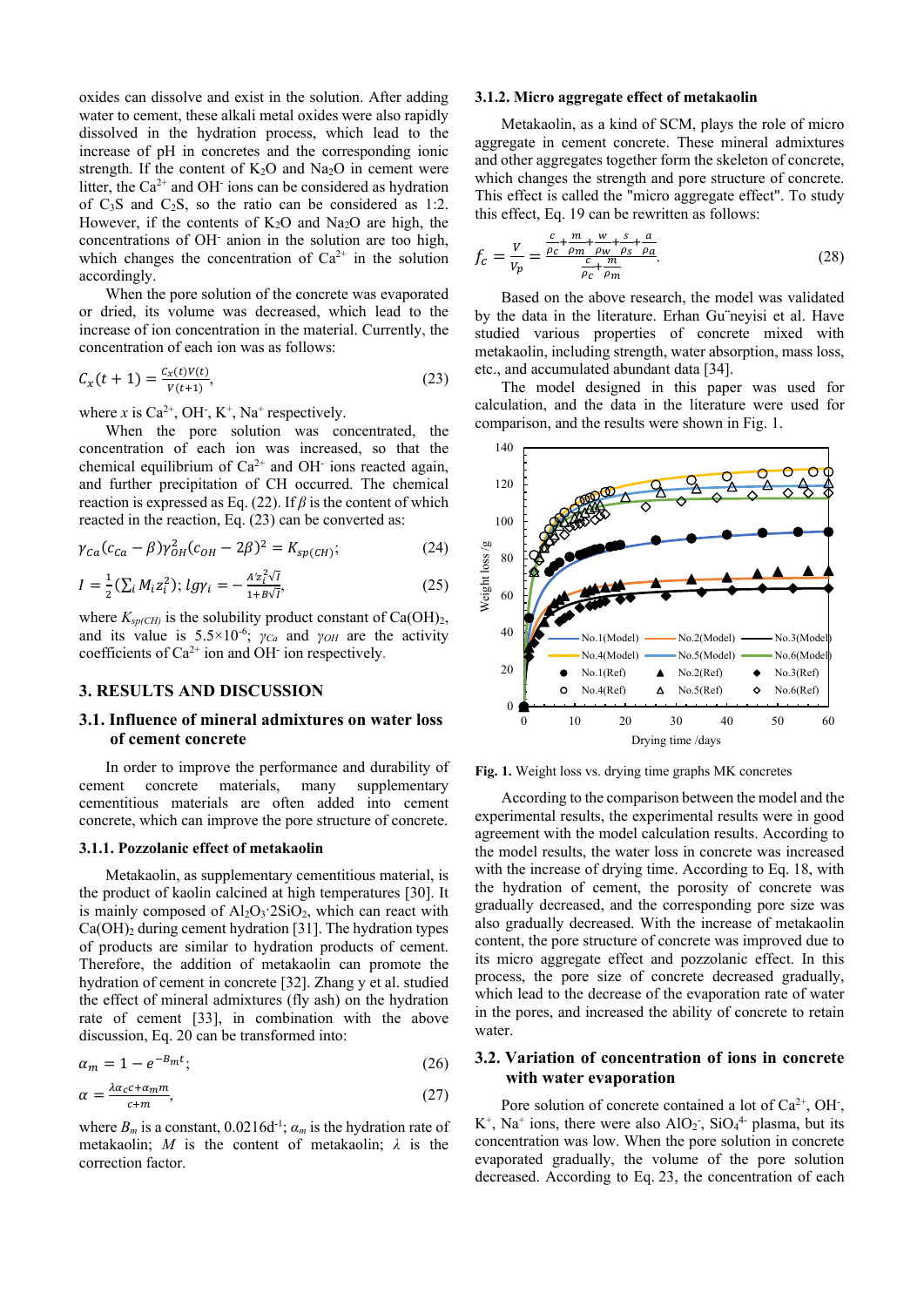oxides can dissolve and exist in the solution. After adding water to cement, these alkali metal oxides were also rapidly dissolved in the hydration process, which lead to the increase of pH in concretes and the corresponding ionic strength. If the content of $K_2O$ and $Na_2O$ in cement were litter, the $Ca^{2+}$ and $OH^-$ ions can be considered as hydration of $C_3S$ and $C_2S$, so the ratio can be considered as 1:2. However, if the contents of $K_2O$ and $Na_2O$ are high, the concentrations of $OH^-$ anion in the solution are too high, which changes the concentration of $Ca^{2+}$ in the solution accordingly.

When the pore solution of the concrete was evaporated or dried, its volume was decreased, which lead to the increase of ion concentration in the material. Currently, the concentration of each ion was as follows:

$$C_x(t+1) = \frac{C_x(t)V(t)}{V(t+1)}, \tag{23}$$

where $x$ is $Ca^{2+}$, $OH^-$, $K^+$, $Na^+$ respectively.

When the pore solution was concentrated, the concentration of each ion was increased, so that the chemical equilibrium of $Ca^{2+}$ and $OH^-$ ions reacted again, and further precipitation of CH occurred. The chemical reaction is expressed as Eq. (22). If $\beta$ is the content of which reacted in the reaction, Eq. (23) can be converted as:

$$\gamma_{Ca}(c_{Ca} - \beta)\gamma_{OH}^2(c_{OH} - 2\beta)^2 = K_{sp(CH)}; \tag{24}$$

$$I = \frac{1}{2}\left(\sum_i M_i z_i^2\right); \lg\gamma_i = -\frac{A' z_i^2\sqrt{I}}{1+B\sqrt{I}}, \tag{25}$$

where $K_{sp(CH)}$ is the solubility product constant of $Ca(OH)_2$, and its value is $5.5\times10^{-6}$; $\gamma_{Ca}$ and $\gamma_{OH}$ are the activity coefficients of $Ca^{2+}$ ion and $OH^-$ ion respectively.

## 3. RESULTS AND DISCUSSION

### 3.1. Influence of mineral admixtures on water loss of cement concrete

In order to improve the performance and durability of cement concrete materials, many supplementary cementitious materials are often added into cement concrete, which can improve the pore structure of concrete.

#### 3.1.1. Pozzolanic effect of metakaolin

Metakaolin, as supplementary cementitious material, is the product of kaolin calcined at high temperatures [30]. It is mainly composed of $Al_2O_3{\cdot}2SiO_2$, which can react with $Ca(OH)_2$ during cement hydration [31]. The hydration types of products are similar to hydration products of cement. Therefore, the addition of metakaolin can promote the hydration of cement in concrete [32]. Zhang y et al. studied the effect of mineral admixtures (fly ash) on the hydration rate of cement [33], in combination with the above discussion, Eq. 20 can be transformed into:

$$\alpha_m = 1 - e^{-B_m t}; \tag{26}$$

$$\alpha = \frac{\lambda\alpha_c c + \alpha_m m}{c+m}, \tag{27}$$

where $B_m$ is a constant, $0.0216\text{d}^{-1}$; $\alpha_m$ is the hydration rate of metakaolin; $M$ is the content of metakaolin; $\lambda$ is the correction factor.

#### 3.1.2. Micro aggregate effect of metakaolin

Metakaolin, as a kind of SCM, plays the role of micro aggregate in cement concrete. These mineral admixtures and other aggregates together form the skeleton of concrete, which changes the strength and pore structure of concrete. This effect is called the "micro aggregate effect". To study this effect, Eq. 19 can be rewritten as follows:

$$f_c = \frac{V}{V_p} = \frac{\frac{c}{\rho_c} + \frac{m}{\rho_m} + \frac{w}{\rho_w} + \frac{s}{\rho_s} + \frac{a}{\rho_a}}{\frac{c}{\rho_c} + \frac{m}{\rho_m}}. \tag{28}$$

Based on the above research, the model was validated by the data in the literature. Erhan Gu¨neyisi et al. Have studied various properties of concrete mixed with metakaolin, including strength, water absorption, mass loss, etc., and accumulated abundant data [34].

The model designed in this paper was used for calculation, and the data in the literature were used for comparison, and the results were shown in Fig. 1.

**Fig. 1.** Weight loss vs. drying time graphs MK concretes

According to the comparison between the model and the experimental results, the experimental results were in good agreement with the model calculation results. According to the model results, the water loss in concrete was increased with the increase of drying time. According to Eq. 18, with the hydration of cement, the porosity of concrete was gradually decreased, and the corresponding pore size was also gradually decreased. With the increase of metakaolin content, the pore structure of concrete was improved due to its micro aggregate effect and pozzolanic effect. In this process, the pore size of concrete decreased gradually, which lead to the decrease of the evaporation rate of water in the pores, and increased the ability of concrete to retain water.

### 3.2. Variation of concentration of ions in concrete with water evaporation

Pore solution of concrete contained a lot of $Ca^{2+}$, $OH^-$, $K^+$, $Na^+$ ions, there were also $AlO_2^-$, $SiO_4^{4-}$ plasma, but its concentration was low. When the pore solution in concrete evaporated gradually, the volume of the pore solution decreased. According to Eq. 23, the concentration of each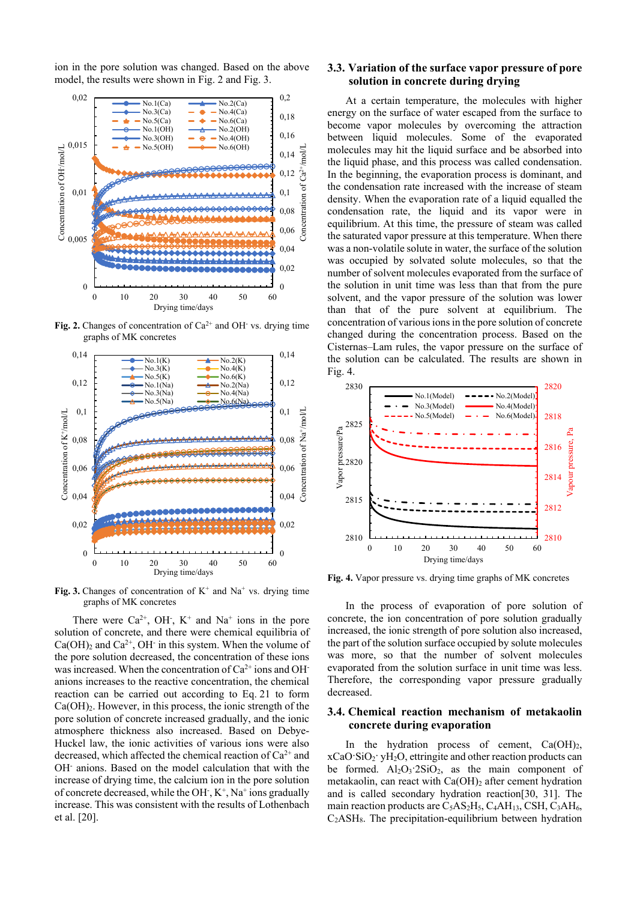ion in the pore solution was changed. Based on the above model, the results were shown in Fig. 2 and Fig. 3.

**Fig. 2.** Changes of concentration of $Ca^{2+}$ and $OH^-$ vs. drying time graphs of MK concretes

**Fig. 3.** Changes of concentration of $K^+$ and $Na^+$ vs. drying time graphs of MK concretes

There were $Ca^{2+}$, $OH^-$, $K^+$ and $Na^+$ ions in the pore solution of concrete, and there were chemical equilibria of $Ca(OH)_2$ and $Ca^{2+}$, $OH^-$ in this system. When the volume of the pore solution decreased, the concentration of these ions was increased. When the concentration of $Ca^{2+}$ ions and $OH^-$ anions increases to the reactive concentration, the chemical reaction can be carried out according to Eq. 21 to form $Ca(OH)_2$. However, in this process, the ionic strength of the pore solution of concrete increased gradually, and the ionic atmosphere thickness also increased. Based on Debye-Huckel law, the ionic activities of various ions were also decreased, which affected the chemical reaction of $Ca^{2+}$ and $OH^-$ anions. Based on the model calculation that with the increase of drying time, the calcium ion in the pore solution of concrete decreased, while the $OH^-$, $K^+$, $Na^+$ ions gradually increase. This was consistent with the results of Lothenbach et al. [20].

## 3.3. Variation of the surface vapor pressure of pore solution in concrete during drying

At a certain temperature, the molecules with higher energy on the surface of water escaped from the surface to become vapor molecules by overcoming the attraction between liquid molecules. Some of the evaporated molecules may hit the liquid surface and be absorbed into the liquid phase, and this process was called condensation. In the beginning, the evaporation process is dominant, and the condensation rate increased with the increase of steam density. When the evaporation rate of a liquid equalled the condensation rate, the liquid and its vapor were in equilibrium. At this time, the pressure of steam was called the saturated vapor pressure at this temperature. When there was a non-volatile solute in water, the surface of the solution was occupied by solvated solute molecules, so that the number of solvent molecules evaporated from the surface of the solution in unit time was less than that from the pure solvent, and the vapor pressure of the solution was lower than that of the pure solvent at equilibrium. The concentration of various ions in the pore solution of concrete changed during the concentration process. Based on the Cisternas–Lam rules, the vapor pressure on the surface of the solution can be calculated. The results are shown in Fig. 4.

**Fig. 4.** Vapor pressure vs. drying time graphs of MK concretes

In the process of evaporation of pore solution of concrete, the ion concentration of pore solution gradually increased, the ionic strength of pore solution also increased, the part of the solution surface occupied by solute molecules was more, so that the number of solvent molecules evaporated from the solution surface in unit time was less. Therefore, the corresponding vapor pressure gradually decreased.

## 3.4. Chemical reaction mechanism of metakaolin concrete during evaporation

In the hydration process of cement, $Ca(OH)_2$, $xCaO{\cdot}SiO_2{\cdot}yH_2O$, ettringite and other reaction products can be formed. $Al_2O_3{\cdot}2SiO_2$, as the main component of metakaolin, can react with $Ca(OH)_2$ after cement hydration and is called secondary hydration reaction[30, 31]. The main reaction products are $C_5AS_2H_5$, $C_4AH_{13}$, CSH, $C_3AH_6$, $C_2ASH_8$. The precipitation-equilibrium between hydration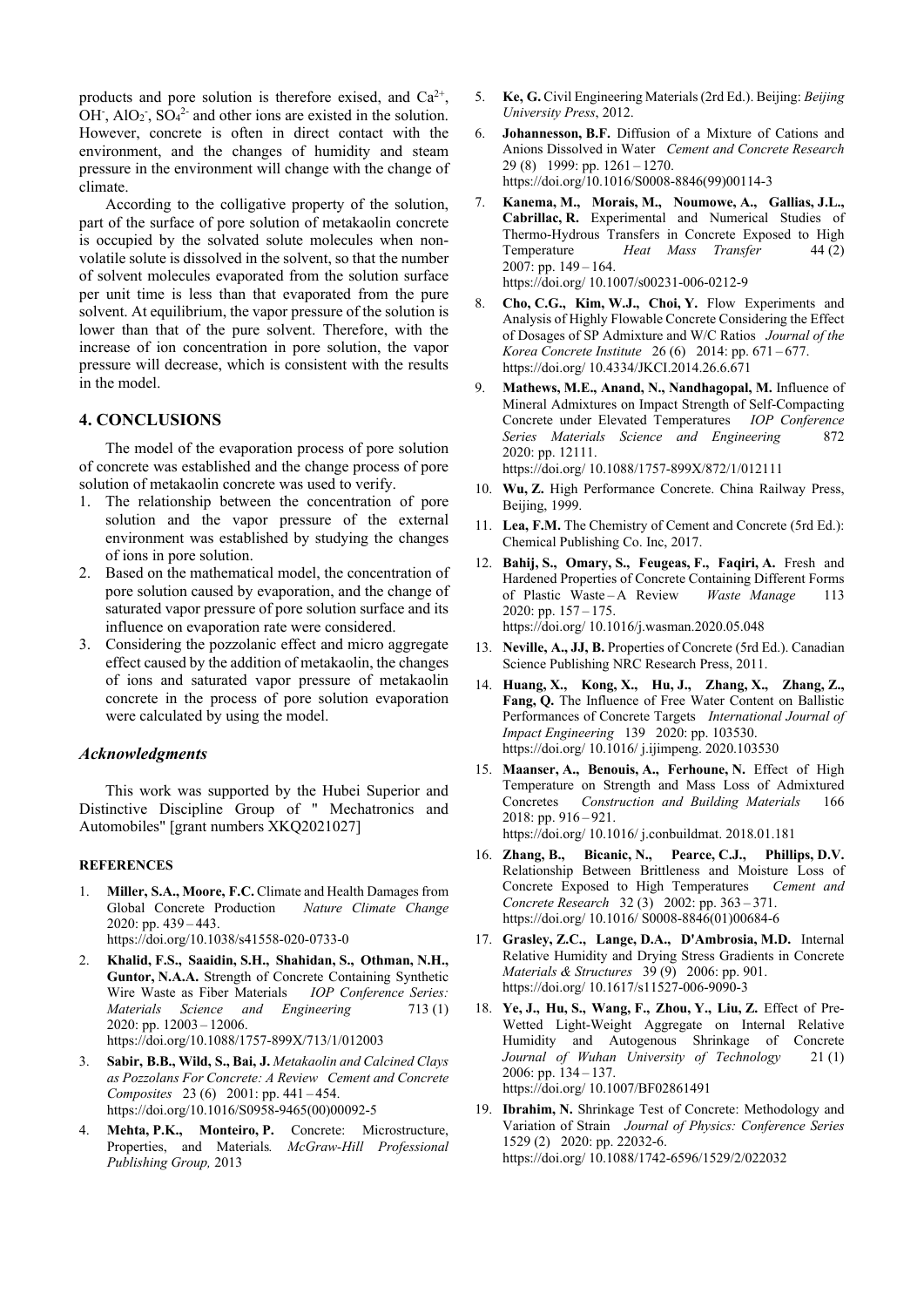products and pore solution is therefore exised, and $Ca^{2+}$, $OH^-$, $AlO_2^-$, $SO_4^{2-}$ and other ions are existed in the solution. However, concrete is often in direct contact with the environment, and the changes of humidity and steam pressure in the environment will change with the change of climate.

According to the colligative property of the solution, part of the surface of pore solution of metakaolin concrete is occupied by the solvated solute molecules when non-volatile solute is dissolved in the solvent, so that the number of solvent molecules evaporated from the solution surface per unit time is less than that evaporated from the pure solvent. At equilibrium, the vapor pressure of the solution is lower than that of the pure solvent. Therefore, with the increase of ion concentration in pore solution, the vapor pressure will decrease, which is consistent with the results in the model.

## 4. CONCLUSIONS

The model of the evaporation process of pore solution of concrete was established and the change process of pore solution of metakaolin concrete was used to verify.

1. The relationship between the concentration of pore solution and the vapor pressure of the external environment was established by studying the changes of ions in pore solution.
2. Based on the mathematical model, the concentration of pore solution caused by evaporation, and the change of saturated vapor pressure of pore solution surface and its influence on evaporation rate were considered.
3. Considering the pozzolanic effect and micro aggregate effect caused by the addition of metakaolin, the changes of ions and saturated vapor pressure of metakaolin concrete in the process of pore solution evaporation were calculated by using the model.

### *Acknowledgments*

This work was supported by the Hubei Superior and Distinctive Discipline Group of " Mechatronics and Automobiles" [grant numbers XKQ2021027]

#### REFERENCES

1. **Miller, S.A., Moore, F.C.** Climate and Health Damages from Global Concrete Production *Nature Climate Change* 2020: pp. 439 – 443. https://doi.org/10.1038/s41558-020-0733-0
2. **Khalid, F.S., Saaidin, S.H., Shahidan, S., Othman, N.H., Guntor, N.A.A.** Strength of Concrete Containing Synthetic Wire Waste as Fiber Materials *IOP Conference Series: Materials Science and Engineering* 713 (1) 2020: pp. 12003 – 12006. https://doi.org/10.1088/1757-899X/713/1/012003
3. **Sabir, B.B., Wild, S., Bai, J.** *Metakaolin and Calcined Clays as Pozzolans For Concrete: A Review Cement and Concrete Composites* 23 (6) 2001: pp. 441 – 454. https://doi.org/10.1016/S0958-9465(00)00092-5
4. **Mehta, P.K., Monteiro, P.** Concrete: Microstructure, Properties, and Materials*. McGraw-Hill Professional Publishing Group,* 2013
5. **Ke, G.** Civil Engineering Materials (2rd Ed.). Beijing: *Beijing University Press*, 2012.
6. **Johannesson, B.F.** Diffusion of a Mixture of Cations and Anions Dissolved in Water *Cement and Concrete Research* 29 (8) 1999: pp. 1261 – 1270. https://doi.org/10.1016/S0008-8846(99)00114-3
7. **Kanema, M., Morais, M., Noumowe, A., Gallias, J.L., Cabrillac, R.** Experimental and Numerical Studies of Thermo-Hydrous Transfers in Concrete Exposed to High Temperature *Heat Mass Transfer* 44 (2) 2007: pp. 149 – 164. https://doi.org/ 10.1007/s00231-006-0212-9
8. **Cho, C.G., Kim, W.J., Choi, Y.** Flow Experiments and Analysis of Highly Flowable Concrete Considering the Effect of Dosages of SP Admixture and W/C Ratios *Journal of the Korea Concrete Institute* 26 (6) 2014: pp. 671 – 677. https://doi.org/ 10.4334/JKCI.2014.26.6.671
9. **Mathews, M.E., Anand, N., Nandhagopal, M.** Influence of Mineral Admixtures on Impact Strength of Self-Compacting Concrete under Elevated Temperatures *IOP Conference Series Materials Science and Engineering* 872 2020: pp. 12111. https://doi.org/ 10.1088/1757-899X/872/1/012111
10. **Wu, Z.** High Performance Concrete. China Railway Press, Beijing, 1999.
11. **Lea, F.M.** The Chemistry of Cement and Concrete (5rd Ed.): Chemical Publishing Co. Inc, 2017.
12. **Bahij, S., Omary, S., Feugeas, F., Faqiri, A.** Fresh and Hardened Properties of Concrete Containing Different Forms of Plastic Waste – A Review *Waste Manage* 113 2020: pp. 157 – 175. https://doi.org/ 10.1016/j.wasman.2020.05.048
13. **Neville, A., JJ, B.** Properties of Concrete (5rd Ed.). Canadian Science Publishing NRC Research Press, 2011.
14. **Huang, X., Kong, X., Hu, J., Zhang, X., Zhang, Z., Fang, Q.** The Influence of Free Water Content on Ballistic Performances of Concrete Targets *International Journal of Impact Engineering* 139 2020: pp. 103530. https://doi.org/ 10.1016/ j.ijimpeng. 2020.103530
15. **Maanser, A., Benouis, A., Ferhoune, N.** Effect of High Temperature on Strength and Mass Loss of Admixtured Concretes *Construction and Building Materials* 166 2018: pp. 916 – 921. https://doi.org/ 10.1016/ j.conbuildmat. 2018.01.181
16. **Zhang, B., Bicanic, N., Pearce, C.J., Phillips, D.V.** Relationship Between Brittleness and Moisture Loss of Concrete Exposed to High Temperatures *Cement and Concrete Research* 32 (3) 2002: pp. 363 – 371. https://doi.org/ 10.1016/ S0008-8846(01)00684-6
17. **Grasley, Z.C., Lange, D.A., D'Ambrosia, M.D.** Internal Relative Humidity and Drying Stress Gradients in Concrete *Materials & Structures* 39 (9) 2006: pp. 901. https://doi.org/ 10.1617/s11527-006-9090-3
18. **Ye, J., Hu, S., Wang, F., Zhou, Y., Liu, Z.** Effect of Pre-Wetted Light-Weight Aggregate on Internal Relative Humidity and Autogenous Shrinkage of Concrete *Journal of Wuhan University of Technology* 21 (1) 2006: pp. 134 – 137. https://doi.org/ 10.1007/BF02861491
19. **Ibrahim, N.** Shrinkage Test of Concrete: Methodology and Variation of Strain *Journal of Physics: Conference Series* 1529 (2) 2020: pp. 22032-6. https://doi.org/ 10.1088/1742-6596/1529/2/022032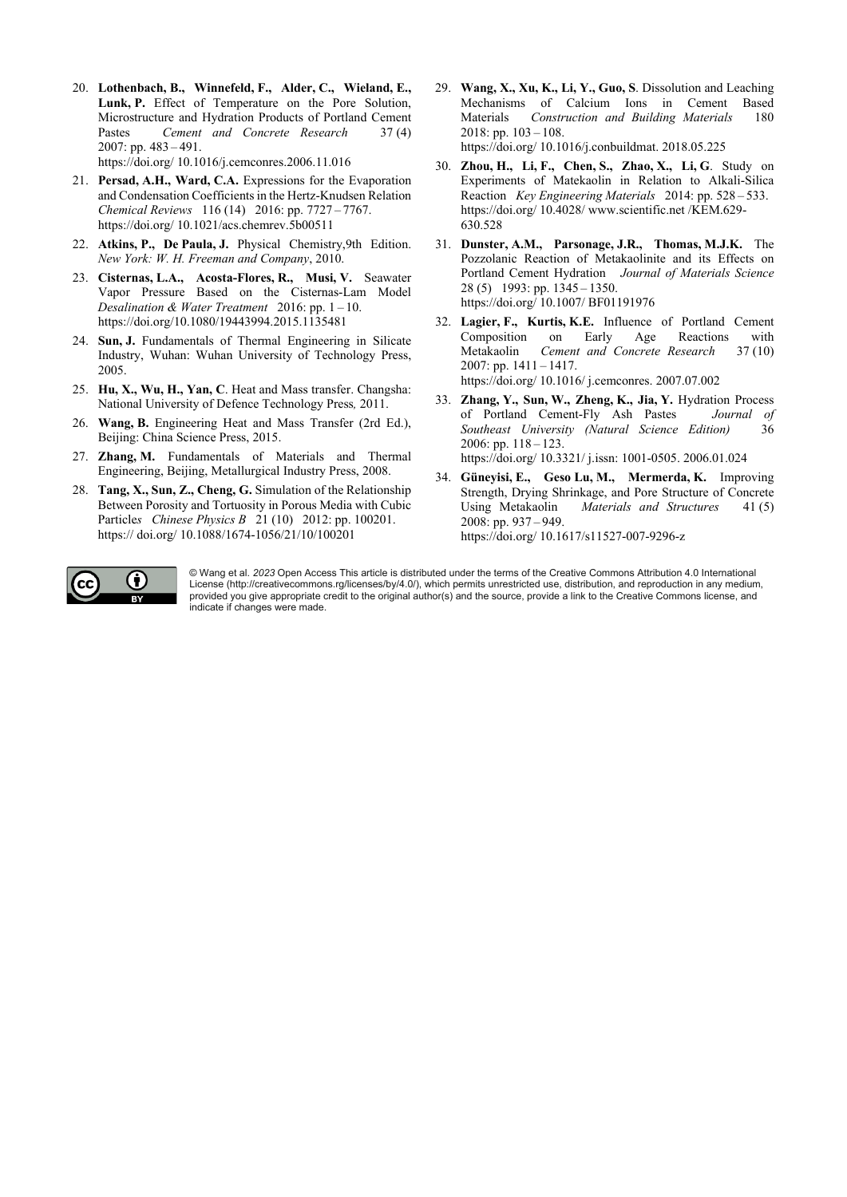20. **Lothenbach, B., Winnefeld, F., Alder, C., Wieland, E., Lunk, P.** Effect of Temperature on the Pore Solution, Microstructure and Hydration Products of Portland Cement Pastes *Cement and Concrete Research* 37 (4) 2007: pp. 483 – 491. https://doi.org/ 10.1016/j.cemconres.2006.11.016
21. **Persad, A.H., Ward, C.A.** Expressions for the Evaporation and Condensation Coefficients in the Hertz-Knudsen Relation *Chemical Reviews* 116 (14) 2016: pp. 7727 – 7767. https://doi.org/ 10.1021/acs.chemrev.5b00511
22. **Atkins, P., De Paula, J.** Physical Chemistry,9th Edition. *New York: W. H. Freeman and Company*, 2010.
23. **Cisternas, L.A., Acosta-Flores, R., Musi, V.** Seawater Vapor Pressure Based on the Cisternas-Lam Model *Desalination & Water Treatment* 2016: pp. 1 – 10. https://doi.org/10.1080/19443994.2015.1135481
24. **Sun, J.** Fundamentals of Thermal Engineering in Silicate Industry, Wuhan: Wuhan University of Technology Press, 2005.
25. **Hu, X., Wu, H., Yan, C**. Heat and Mass transfer. Changsha: National University of Defence Technology Press*,* 2011.
26. **Wang, B.** Engineering Heat and Mass Transfer (2rd Ed.), Beijing: China Science Press, 2015.
27. **Zhang, M.** Fundamentals of Materials and Thermal Engineering, Beijing, Metallurgical Industry Press, 2008.
28. **Tang, X., Sun, Z., Cheng, G.** Simulation of the Relationship Between Porosity and Tortuosity in Porous Media with Cubic Particle*s Chinese Physics B* 21 (10) 2012: pp. 100201. https:// doi.org/ 10.1088/1674-1056/21/10/100201
29. **Wang, X., Xu, K., Li, Y., Guo, S**. Dissolution and Leaching Mechanisms of Calcium Ions in Cement Based Materials *Construction and Building Materials* 180 2018: pp. 103 – 108. https://doi.org/ 10.1016/j.conbuildmat. 2018.05.225
30. **Zhou, H., Li, F., Chen, S., Zhao, X., Li, G**. Study on Experiments of Matekaolin in Relation to Alkali-Silica Reaction *Key Engineering Materials* 2014: pp. 528 – 533. https://doi.org/ 10.4028/ www.scientific.net /KEM.629-630.528
31. **Dunster, A.M., Parsonage, J.R., Thomas, M.J.K.** The Pozzolanic Reaction of Metakaolinite and its Effects on Portland Cement Hydration *Journal of Materials Science* 28 (5) 1993: pp. 1345 – 1350. https://doi.org/ 10.1007/ BF01191976
32. **Lagier, F., Kurtis, K.E.** Influence of Portland Cement Composition on Early Age Reactions with Metakaolin *Cement and Concrete Research* 37 (10) 2007: pp. 1411 – 1417. https://doi.org/ 10.1016/ j.cemconres. 2007.07.002
33. **Zhang, Y., Sun, W., Zheng, K., Jia, Y.** Hydration Process of Portland Cement-Fly Ash Pastes *Journal of Southeast University (Natural Science Edition)* 36 2006: pp. 118 – 123. https://doi.org/ 10.3321/ j.issn: 1001-0505. 2006.01.024
34. **Güneyisi, E., Geso Lu, M., Mermerda, K.** Improving Strength, Drying Shrinkage, and Pore Structure of Concrete Using Metakaolin *Materials and Structures* 41 (5) 2008: pp. 937 – 949. https://doi.org/ 10.1617/s11527-007-9296-z

© Wang et al. *2023* Open Access This article is distributed under the terms of the Creative Commons Attribution 4.0 International License (http://creativecommons.rg/licenses/by/4.0/), which permits unrestricted use, distribution, and reproduction in any medium, provided you give appropriate credit to the original author(s) and the source, provide a link to the Creative Commons license, and indicate if changes were made.